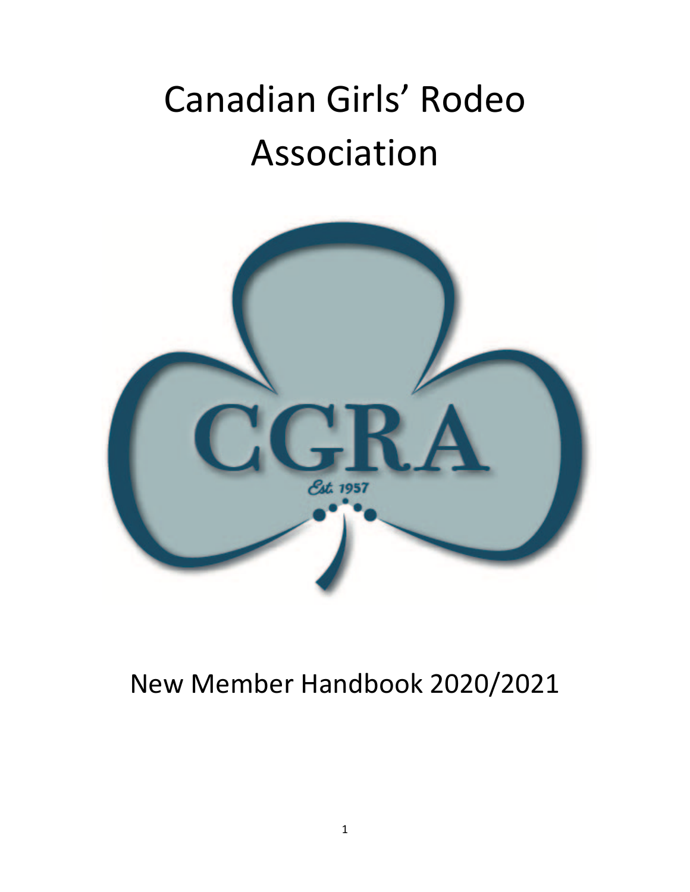# Canadian Girls' Rodeo Association

CGRA

Est. 1957

## New Member Handbook 2020/2021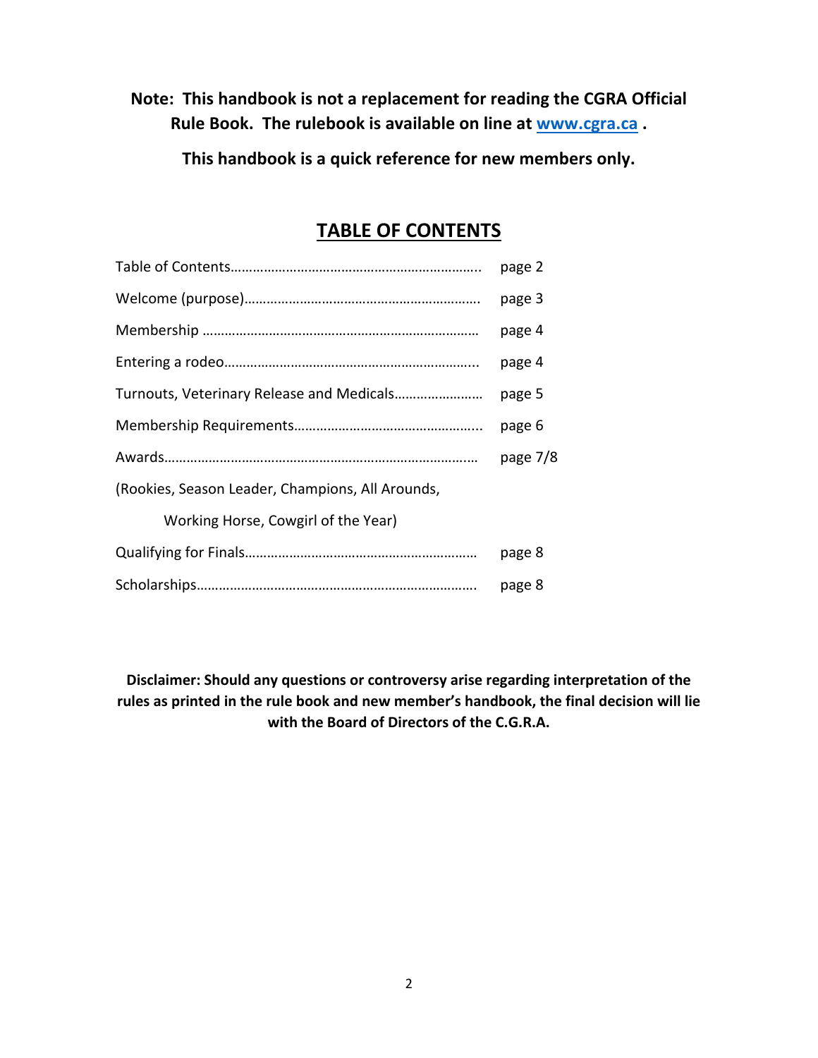**Note: This handbook is not a replacement for reading the CGRA Official Rule Book. The rulebook is available on line at [www.cgra.ca](http://www.cgra.ca) .**

**This handbook is a quick reference for new members only.**

## TABLE OF CONTENTS

| | |
|---|---|
| Table of Contents…………………………………………………………. | page 2 |
| Welcome (purpose)………………………………………………………. | page 3 |
| Membership ………………………………………………………………… | page 4 |
| Entering a rodeo………………………………………………………….. | page 4 |
| Turnouts, Veterinary Release and Medicals…………………… | page 5 |
| Membership Requirements………………………………………….. | page 6 |
| Awards…………………………………………………………………………… | page 7/8 |
| (Rookies, Season Leader, Champions, All Arounds, Working Horse, Cowgirl of the Year) | |
| Qualifying for Finals……………………………………………………… | page 8 |
| Scholarships…………………………………………………………………. | page 8 |

**Disclaimer: Should any questions or controversy arise regarding interpretation of the rules as printed in the rule book and new member's handbook, the final decision will lie with the Board of Directors of the C.G.R.A.**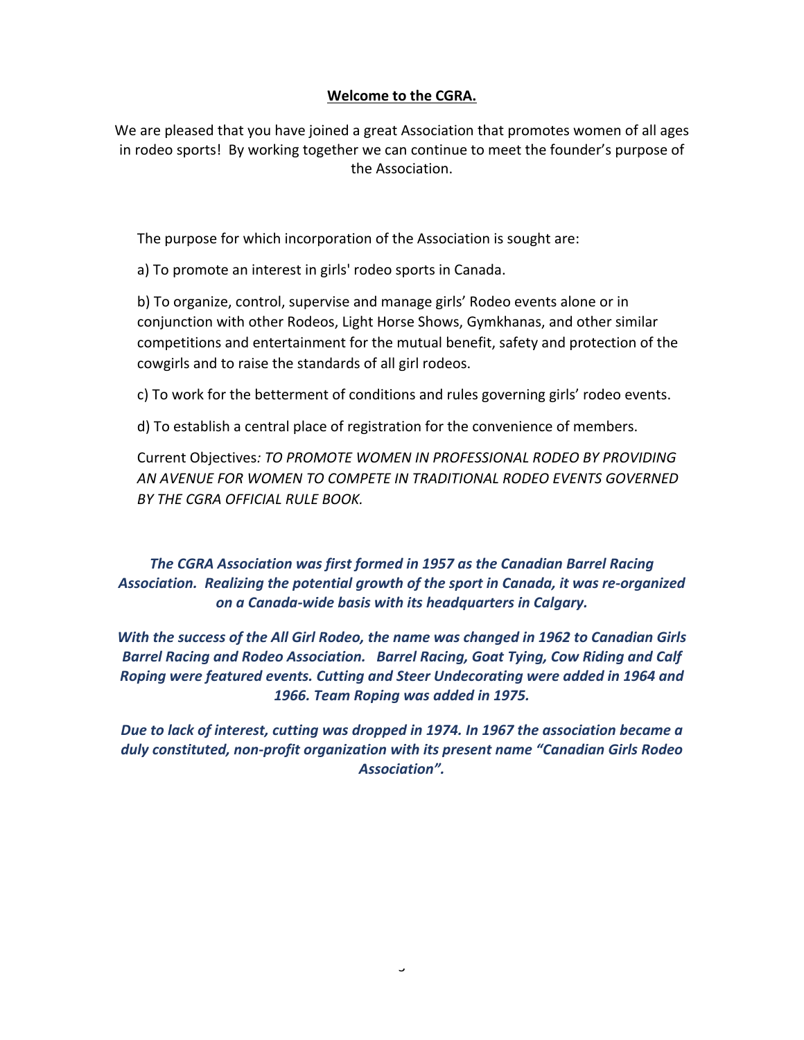## Welcome to the CGRA.

We are pleased that you have joined a great Association that promotes women of all ages in rodeo sports! By working together we can continue to meet the founder's purpose of the Association.

The purpose for which incorporation of the Association is sought are:

a) To promote an interest in girls' rodeo sports in Canada.

b) To organize, control, supervise and manage girls' Rodeo events alone or in conjunction with other Rodeos, Light Horse Shows, Gymkhanas, and other similar competitions and entertainment for the mutual benefit, safety and protection of the cowgirls and to raise the standards of all girl rodeos.

c) To work for the betterment of conditions and rules governing girls' rodeo events.

d) To establish a central place of registration for the convenience of members.

Current Objectives*: TO PROMOTE WOMEN IN PROFESSIONAL RODEO BY PROVIDING AN AVENUE FOR WOMEN TO COMPETE IN TRADITIONAL RODEO EVENTS GOVERNED BY THE CGRA OFFICIAL RULE BOOK.*

***The CGRA Association was first formed in 1957 as the Canadian Barrel Racing Association. Realizing the potential growth of the sport in Canada, it was re-organized on a Canada-wide basis with its headquarters in Calgary.***

***With the success of the All Girl Rodeo, the name was changed in 1962 to Canadian Girls Barrel Racing and Rodeo Association. Barrel Racing, Goat Tying, Cow Riding and Calf Roping were featured events. Cutting and Steer Undecorating were added in 1964 and 1966. Team Roping was added in 1975.***

***Due to lack of interest, cutting was dropped in 1974. In 1967 the association became a duly constituted, non-profit organization with its present name "Canadian Girls Rodeo Association".***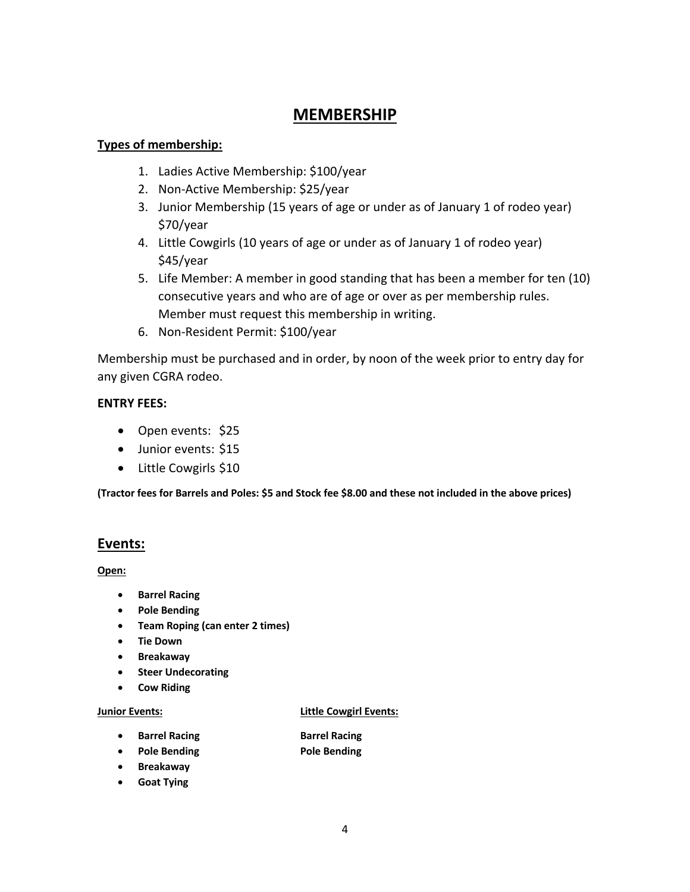# MEMBERSHIP

**Types of membership:**

1. Ladies Active Membership: $100/year
2. Non-Active Membership: $25/year
3. Junior Membership (15 years of age or under as of January 1 of rodeo year) $70/year
4. Little Cowgirls (10 years of age or under as of January 1 of rodeo year) $45/year
5. Life Member: A member in good standing that has been a member for ten (10) consecutive years and who are of age or over as per membership rules. Member must request this membership in writing.
6. Non-Resident Permit: $100/year

Membership must be purchased and in order, by noon of the week prior to entry day for any given CGRA rodeo.

**ENTRY FEES:**

- Open events: $25
- Junior events: $15
- Little Cowgirls $10

**(Tractor fees for Barrels and Poles: $5 and Stock fee $8.00 and these not included in the above prices)**

## Events:

**Open:**

- **Barrel Racing**
- **Pole Bending**
- **Team Roping (can enter 2 times)**
- **Tie Down**
- **Breakaway**
- **Steer Undecorating**
- **Cow Riding**

**Junior Events:**

- **Barrel Racing**
- **Pole Bending**
- **Breakaway**
- **Goat Tying**

**Little Cowgirl Events:**

**Barrel Racing**
**Pole Bending**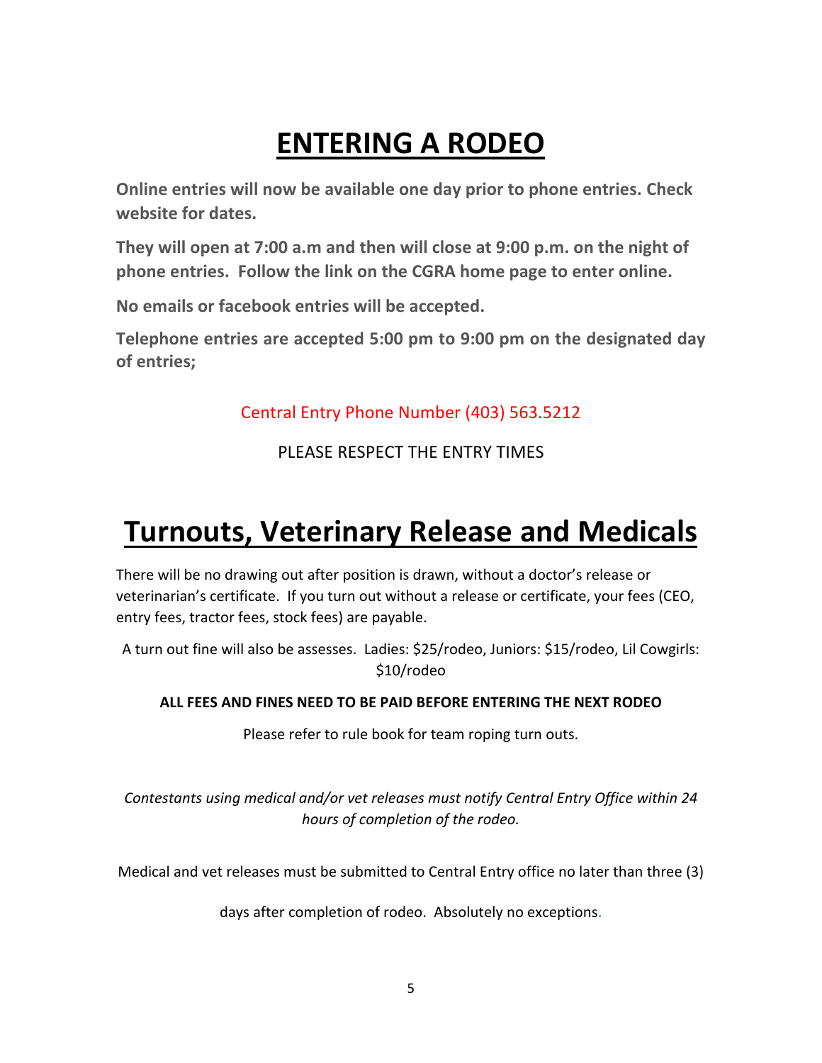# ENTERING A RODEO

**Online entries will now be available one day prior to phone entries. Check website for dates.**

**They will open at 7:00 a.m and then will close at 9:00 p.m. on the night of phone entries. Follow the link on the CGRA home page to enter online.**

**No emails or facebook entries will be accepted.**

**Telephone entries are accepted 5:00 pm to 9:00 pm on the designated day of entries;**

Central Entry Phone Number (403) 563.5212

PLEASE RESPECT THE ENTRY TIMES

# Turnouts, Veterinary Release and Medicals

There will be no drawing out after position is drawn, without a doctor's release or veterinarian's certificate. If you turn out without a release or certificate, your fees (CEO, entry fees, tractor fees, stock fees) are payable.

A turn out fine will also be assesses. Ladies: $25/rodeo, Juniors: $15/rodeo, Lil Cowgirls: $10/rodeo

**ALL FEES AND FINES NEED TO BE PAID BEFORE ENTERING THE NEXT RODEO**

Please refer to rule book for team roping turn outs.

*Contestants using medical and/or vet releases must notify Central Entry Office within 24 hours of completion of the rodeo.*

Medical and vet releases must be submitted to Central Entry office no later than three (3) days after completion of rodeo. Absolutely no exceptions.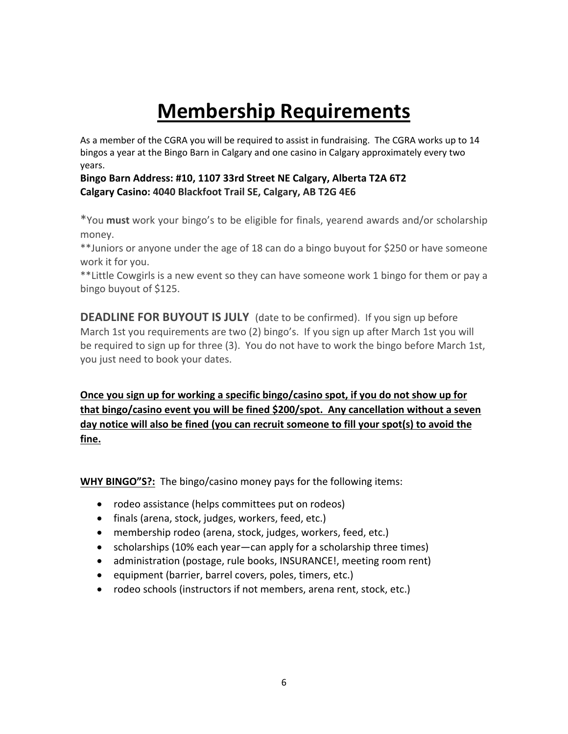# Membership Requirements

As a member of the CGRA you will be required to assist in fundraising. The CGRA works up to 14 bingos a year at the Bingo Barn in Calgary and one casino in Calgary approximately every two years.

**Bingo Barn Address: #10, 1107 33rd Street NE Calgary, Alberta T2A 6T2**
**Calgary Casino: 4040 Blackfoot Trail SE, Calgary, AB T2G 4E6**

*You **must** work your bingo's to be eligible for finals, yearend awards and/or scholarship money.
**Juniors or anyone under the age of 18 can do a bingo buyout for $250 or have someone work it for you.
**Little Cowgirls is a new event so they can have someone work 1 bingo for them or pay a bingo buyout of $125.

**DEADLINE FOR BUYOUT IS JULY** (date to be confirmed). If you sign up before March 1st you requirements are two (2) bingo's. If you sign up after March 1st you will be required to sign up for three (3). You do not have to work the bingo before March 1st, you just need to book your dates.

**Once you sign up for working a specific bingo/casino spot, if you do not show up for that bingo/casino event you will be fined $200/spot. Any cancellation without a seven day notice will also be fined (you can recruit someone to fill your spot(s) to avoid the fine.**

**WHY BINGO"S?:** The bingo/casino money pays for the following items:

- rodeo assistance (helps committees put on rodeos)
- finals (arena, stock, judges, workers, feed, etc.)
- membership rodeo (arena, stock, judges, workers, feed, etc.)
- scholarships (10% each year—can apply for a scholarship three times)
- administration (postage, rule books, INSURANCE!, meeting room rent)
- equipment (barrier, barrel covers, poles, timers, etc.)
- rodeo schools (instructors if not members, arena rent, stock, etc.)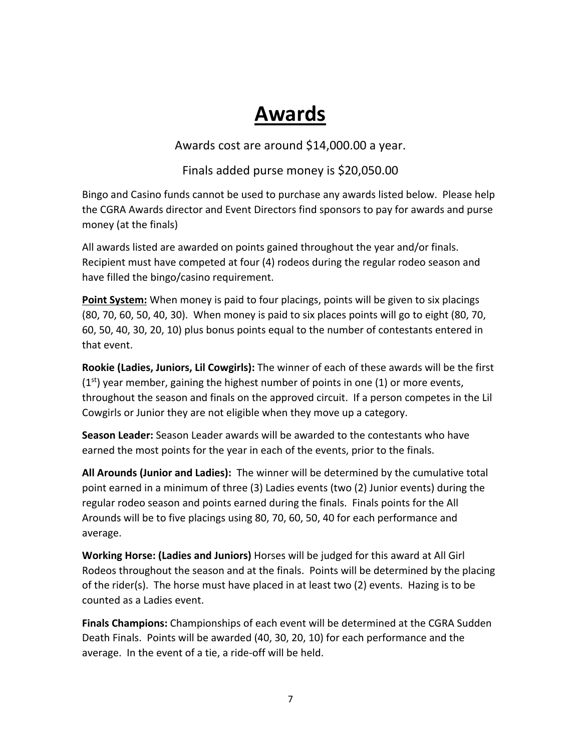# Awards

Awards cost are around $14,000.00 a year.

Finals added purse money is $20,050.00

Bingo and Casino funds cannot be used to purchase any awards listed below. Please help the CGRA Awards director and Event Directors find sponsors to pay for awards and purse money (at the finals)

All awards listed are awarded on points gained throughout the year and/or finals. Recipient must have competed at four (4) rodeos during the regular rodeo season and have filled the bingo/casino requirement.

**Point System:** When money is paid to four placings, points will be given to six placings (80, 70, 60, 50, 40, 30). When money is paid to six places points will go to eight (80, 70, 60, 50, 40, 30, 20, 10) plus bonus points equal to the number of contestants entered in that event.

**Rookie (Ladies, Juniors, Lil Cowgirls):** The winner of each of these awards will be the first (1st) year member, gaining the highest number of points in one (1) or more events, throughout the season and finals on the approved circuit. If a person competes in the Lil Cowgirls or Junior they are not eligible when they move up a category.

**Season Leader:** Season Leader awards will be awarded to the contestants who have earned the most points for the year in each of the events, prior to the finals.

**All Arounds (Junior and Ladies):** The winner will be determined by the cumulative total point earned in a minimum of three (3) Ladies events (two (2) Junior events) during the regular rodeo season and points earned during the finals. Finals points for the All Arounds will be to five placings using 80, 70, 60, 50, 40 for each performance and average.

**Working Horse: (Ladies and Juniors)** Horses will be judged for this award at All Girl Rodeos throughout the season and at the finals. Points will be determined by the placing of the rider(s). The horse must have placed in at least two (2) events. Hazing is to be counted as a Ladies event.

**Finals Champions:** Championships of each event will be determined at the CGRA Sudden Death Finals. Points will be awarded (40, 30, 20, 10) for each performance and the average. In the event of a tie, a ride-off will be held.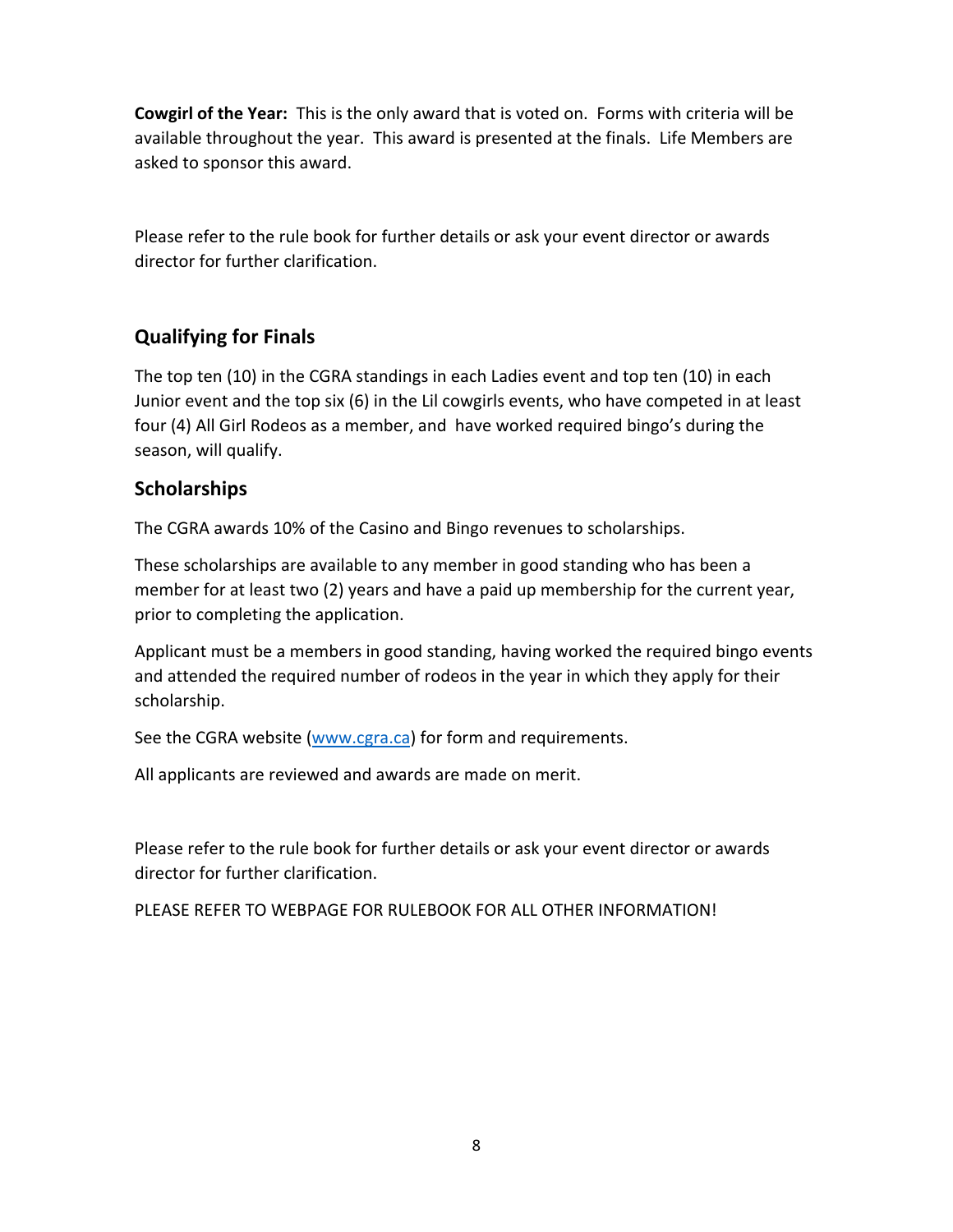**Cowgirl of the Year:** This is the only award that is voted on. Forms with criteria will be available throughout the year. This award is presented at the finals. Life Members are asked to sponsor this award.

Please refer to the rule book for further details or ask your event director or awards director for further clarification.

## Qualifying for Finals

The top ten (10) in the CGRA standings in each Ladies event and top ten (10) in each Junior event and the top six (6) in the Lil cowgirls events, who have competed in at least four (4) All Girl Rodeos as a member, and have worked required bingo's during the season, will qualify.

## Scholarships

The CGRA awards 10% of the Casino and Bingo revenues to scholarships.

These scholarships are available to any member in good standing who has been a member for at least two (2) years and have a paid up membership for the current year, prior to completing the application.

Applicant must be a members in good standing, having worked the required bingo events and attended the required number of rodeos in the year in which they apply for their scholarship.

See the CGRA website (www.cgra.ca) for form and requirements.

All applicants are reviewed and awards are made on merit.

Please refer to the rule book for further details or ask your event director or awards director for further clarification.

PLEASE REFER TO WEBPAGE FOR RULEBOOK FOR ALL OTHER INFORMATION!